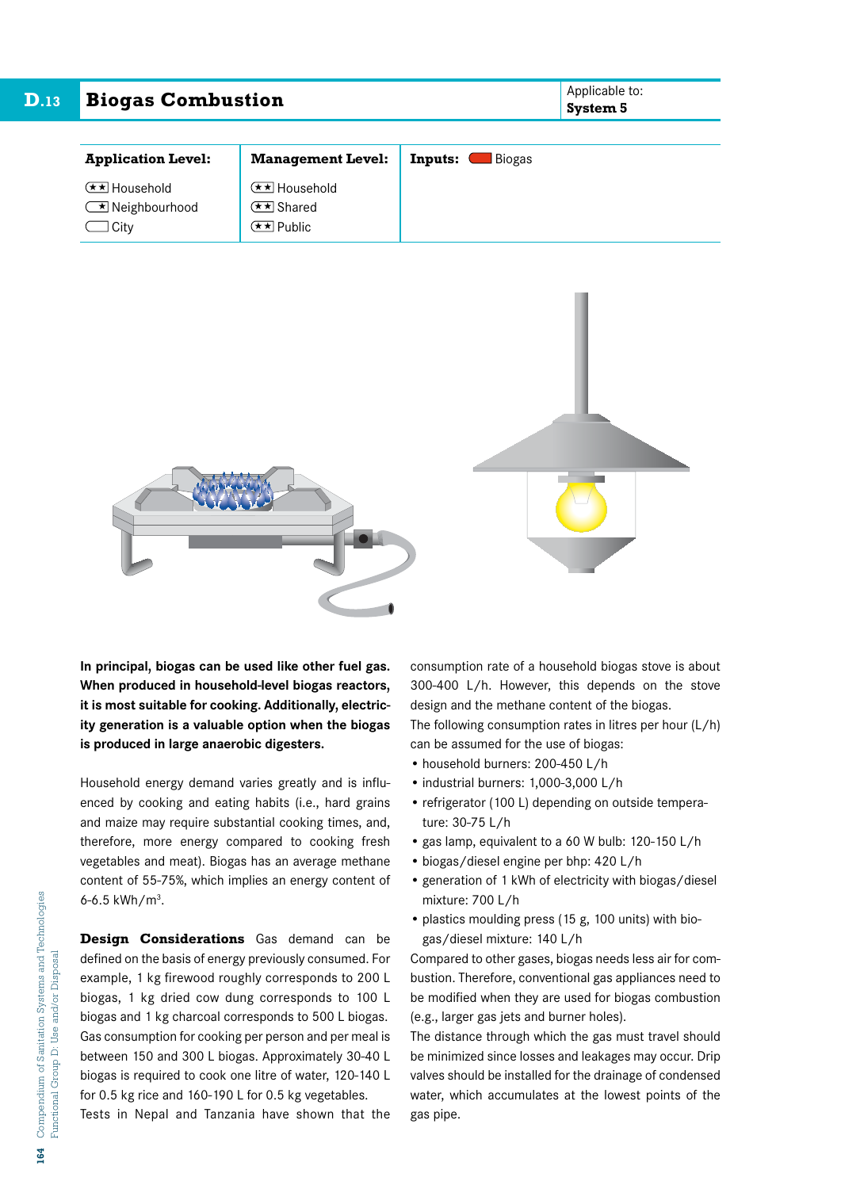# D.13 Biogas Combustion

Applicable to: **System 5**

| **Application Level:** | **Management Level:** | **Inputs:** Biogas |
|---|---|---|
| ★★ Household | ★★ Household | |
| ★ Neighbourhood | ★★ Shared | |
| City | ★★ Public | |

**In principal, biogas can be used like other fuel gas. When produced in household-level biogas reactors, it is most suitable for cooking. Additionally, electricity generation is a valuable option when the biogas is produced in large anaerobic digesters.**

Household energy demand varies greatly and is influenced by cooking and eating habits (i.e., hard grains and maize may require substantial cooking times, and, therefore, more energy compared to cooking fresh vegetables and meat). Biogas has an average methane content of 55-75%, which implies an energy content of 6-6.5 kWh/m$^3$.

**Design Considerations** Gas demand can be defined on the basis of energy previously consumed. For example, 1 kg firewood roughly corresponds to 200 L biogas, 1 kg dried cow dung corresponds to 100 L biogas and 1 kg charcoal corresponds to 500 L biogas. Gas consumption for cooking per person and per meal is between 150 and 300 L biogas. Approximately 30-40 L biogas is required to cook one litre of water, 120-140 L for 0.5 kg rice and 160-190 L for 0.5 kg vegetables.

Tests in Nepal and Tanzania have shown that the consumption rate of a household biogas stove is about 300-400 L/h. However, this depends on the stove design and the methane content of the biogas.

The following consumption rates in litres per hour (L/h) can be assumed for the use of biogas:

- household burners: 200-450 L/h
- industrial burners: 1,000-3,000 L/h
- refrigerator (100 L) depending on outside temperature: 30-75 L/h
- gas lamp, equivalent to a 60 W bulb: 120-150 L/h
- biogas/diesel engine per bhp: 420 L/h
- generation of 1 kWh of electricity with biogas/diesel mixture: 700 L/h
- plastics moulding press (15 g, 100 units) with biogas/diesel mixture: 140 L/h

Compared to other gases, biogas needs less air for combustion. Therefore, conventional gas appliances need to be modified when they are used for biogas combustion (e.g., larger gas jets and burner holes).

The distance through which the gas must travel should be minimized since losses and leakages may occur. Drip valves should be installed for the drainage of condensed water, which accumulates at the lowest points of the gas pipe.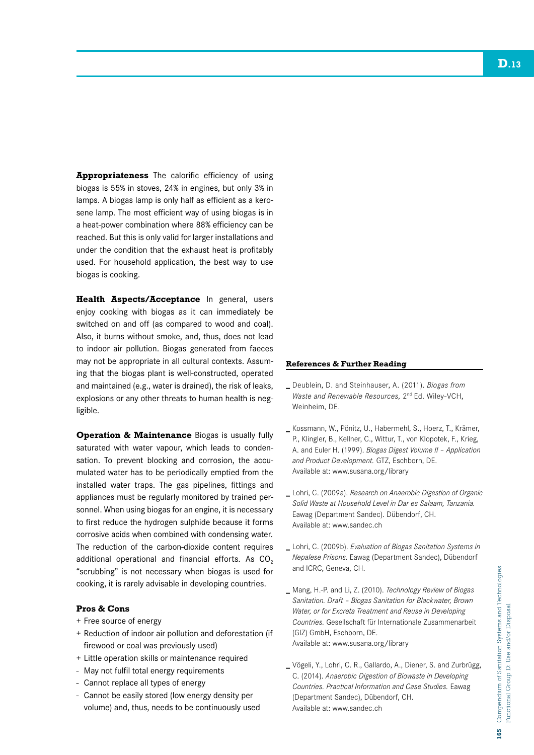**Appropriateness** The calorific efficiency of using biogas is 55% in stoves, 24% in engines, but only 3% in lamps. A biogas lamp is only half as efficient as a kerosene lamp. The most efficient way of using biogas is in a heat-power combination where 88% efficiency can be reached. But this is only valid for larger installations and under the condition that the exhaust heat is profitably used. For household application, the best way to use biogas is cooking.

**Health Aspects/Acceptance** In general, users enjoy cooking with biogas as it can immediately be switched on and off (as compared to wood and coal). Also, it burns without smoke, and, thus, does not lead to indoor air pollution. Biogas generated from faeces may not be appropriate in all cultural contexts. Assuming that the biogas plant is well-constructed, operated and maintained (e.g., water is drained), the risk of leaks, explosions or any other threats to human health is negligible.

**Operation & Maintenance** Biogas is usually fully saturated with water vapour, which leads to condensation. To prevent blocking and corrosion, the accumulated water has to be periodically emptied from the installed water traps. The gas pipelines, fittings and appliances must be regularly monitored by trained personnel. When using biogas for an engine, it is necessary to first reduce the hydrogen sulphide because it forms corrosive acids when combined with condensing water. The reduction of the carbon-dioxide content requires additional operational and financial efforts. As $CO_2$ "scrubbing" is not necessary when biogas is used for cooking, it is rarely advisable in developing countries.

**Pros & Cons**

+ Free source of energy
+ Reduction of indoor air pollution and deforestation (if firewood or coal was previously used)
+ Little operation skills or maintenance required
- May not fulfil total energy requirements
- Cannot replace all types of energy
- Cannot be easily stored (low energy density per volume) and, thus, needs to be continuously used

**References & Further Reading**

- Deublein, D. and Steinhauser, A. (2011). *Biogas from Waste and Renewable Resources,* 2nd Ed. Wiley-VCH, Weinheim, DE.

- Kossmann, W., Pönitz, U., Habermehl, S., Hoerz, T., Krämer, P., Klingler, B., Kellner, C., Wittur, T., von Klopotek, F., Krieg, A. and Euler H. (1999). *Biogas Digest Volume II – Application and Product Development.* GTZ, Eschborn, DE. Available at: www.susana.org/library

- Lohri, C. (2009a). *Research on Anaerobic Digestion of Organic Solid Waste at Household Level in Dar es Salaam, Tanzania.* Eawag (Department Sandec). Dübendorf, CH. Available at: www.sandec.ch

- Lohri, C. (2009b). *Evaluation of Biogas Sanitation Systems in Nepalese Prisons.* Eawag (Department Sandec), Dübendorf and ICRC, Geneva, CH.

- Mang, H.-P. and Li, Z. (2010). *Technology Review of Biogas Sanitation. Draft – Biogas Sanitation for Blackwater, Brown Water, or for Excreta Treatment and Reuse in Developing Countries.* Gesellschaft für Internationale Zusammenarbeit (GIZ) GmbH, Eschborn, DE. Available at: www.susana.org/library

- Vögeli, Y., Lohri, C. R., Gallardo, A., Diener, S. and Zurbrügg, C. (2014). *Anaerobic Digestion of Biowaste in Developing Countries. Practical Information and Case Studies.* Eawag (Department Sandec), Dübendorf, CH. Available at: www.sandec.ch